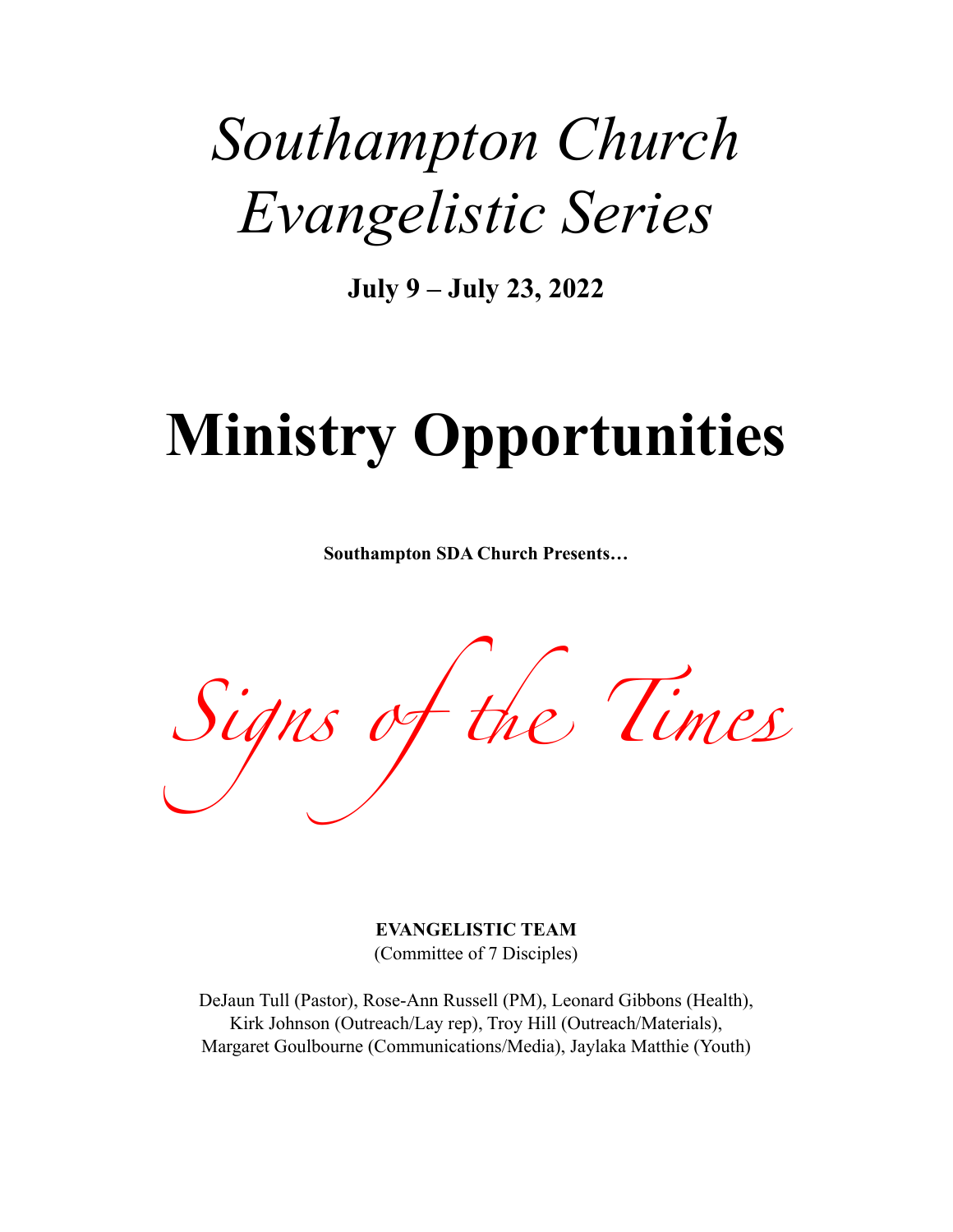# *Southampton Church Evangelistic Series*

**July 9 – July 23, 2022**

# Ministry Opportunities

**Southampton SDA Church Presents…**

*Signs of the Times*

**EVANGELISTIC TEAM**
(Committee of 7 Disciples)

DeJaun Tull (Pastor), Rose-Ann Russell (PM), Leonard Gibbons (Health), Kirk Johnson (Outreach/Lay rep), Troy Hill (Outreach/Materials), Margaret Goulbourne (Communications/Media), Jaylaka Matthie (Youth)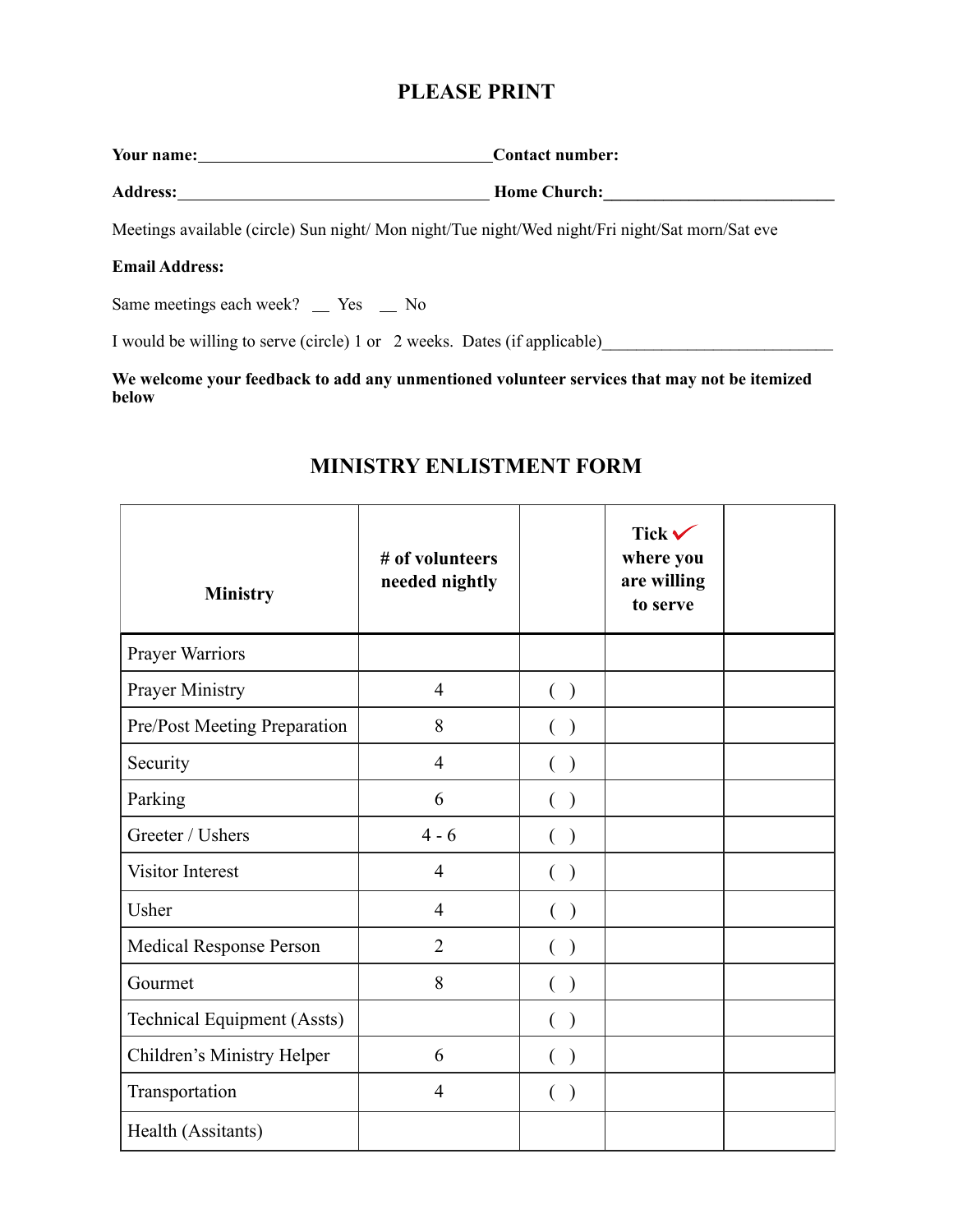## PLEASE PRINT

**Your name:**___________________________________**Contact number:**

**Address:**_____________________________________ **Home Church:**____________________________

Meetings available (circle) Sun night/ Mon night/Tue night/Wed night/Fri night/Sat morn/Sat eve

**Email Address:**

Same meetings each week? __ Yes __ No

I would be willing to serve (circle) 1 or 2 weeks. Dates (if applicable)___________________________

**We welcome your feedback to add any unmentioned volunteer services that may not be itemized below**

## MINISTRY ENLISTMENT FORM

| Ministry | # of volunteers needed nightly | | Tick ✓ where you are willing to serve | |
|---|---|---|---|---|
| Prayer Warriors | | | | |
| Prayer Ministry | 4 | ( ) | | |
| Pre/Post Meeting Preparation | 8 | ( ) | | |
| Security | 4 | ( ) | | |
| Parking | 6 | ( ) | | |
| Greeter / Ushers | 4 - 6 | ( ) | | |
| Visitor Interest | 4 | ( ) | | |
| Usher | 4 | ( ) | | |
| Medical Response Person | 2 | ( ) | | |
| Gourmet | 8 | ( ) | | |
| Technical Equipment (Assts) | | ( ) | | |
| Children's Ministry Helper | 6 | ( ) | | |
| Transportation | 4 | ( ) | | |
| Health (Assitants) | | | | |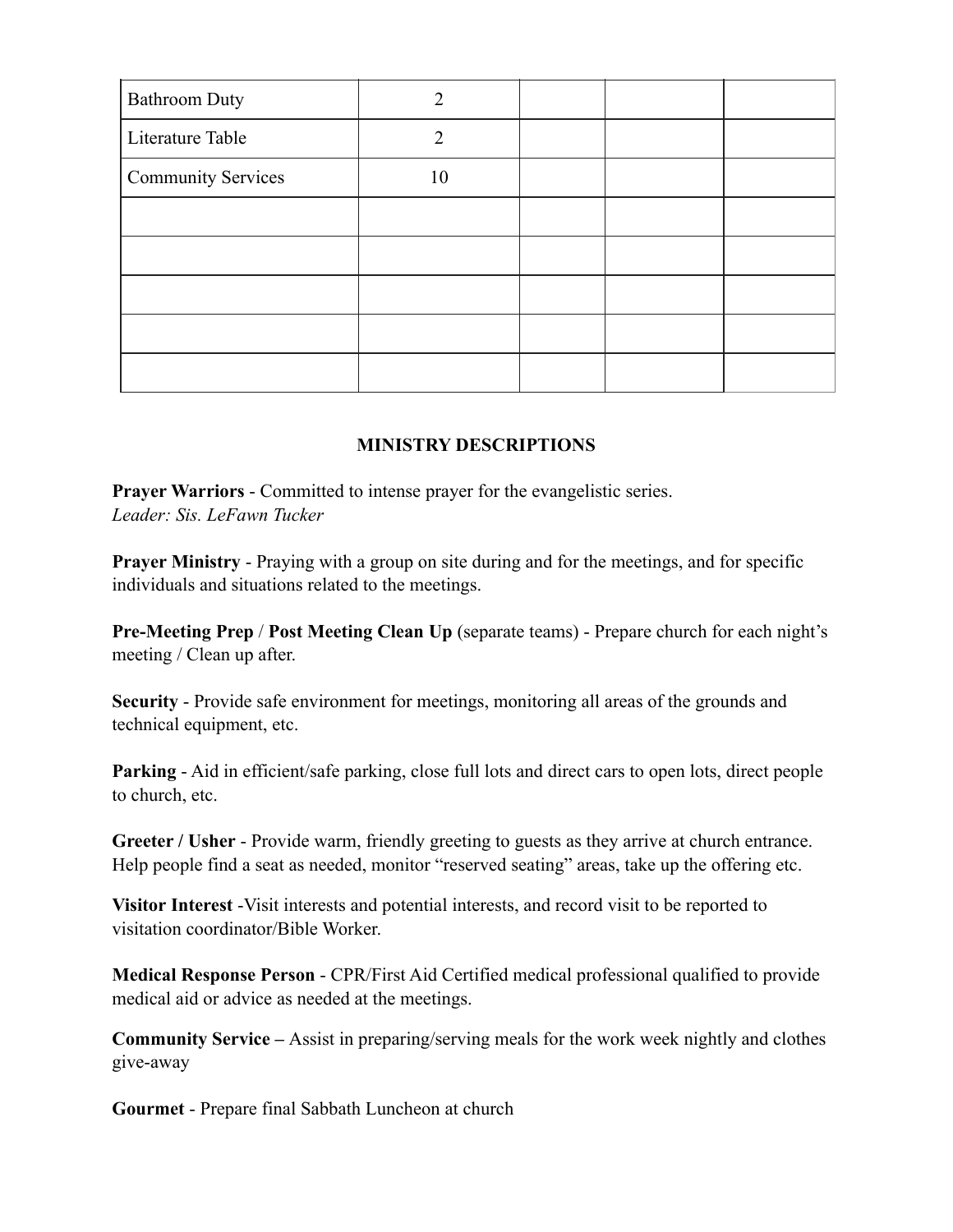| | | | | |
|---|---|---|---|---|
| Bathroom Duty | 2 | | | |
| Literature Table | 2 | | | |
| Community Services | 10 | | | |
| | | | | |
| | | | | |
| | | | | |
| | | | | |
| | | | | |

## MINISTRY DESCRIPTIONS

**Prayer Warriors** - Committed to intense prayer for the evangelistic series.
*Leader: Sis. LeFawn Tucker*

**Prayer Ministry** - Praying with a group on site during and for the meetings, and for specific individuals and situations related to the meetings.

**Pre-Meeting Prep** / **Post Meeting Clean Up** (separate teams) - Prepare church for each night's meeting / Clean up after.

**Security** - Provide safe environment for meetings, monitoring all areas of the grounds and technical equipment, etc.

**Parking** - Aid in efficient/safe parking, close full lots and direct cars to open lots, direct people to church, etc.

**Greeter / Usher** - Provide warm, friendly greeting to guests as they arrive at church entrance. Help people find a seat as needed, monitor "reserved seating" areas, take up the offering etc.

**Visitor Interest** -Visit interests and potential interests, and record visit to be reported to visitation coordinator/Bible Worker.

**Medical Response Person** - CPR/First Aid Certified medical professional qualified to provide medical aid or advice as needed at the meetings.

**Community Service –** Assist in preparing/serving meals for the work week nightly and clothes give-away

**Gourmet** - Prepare final Sabbath Luncheon at church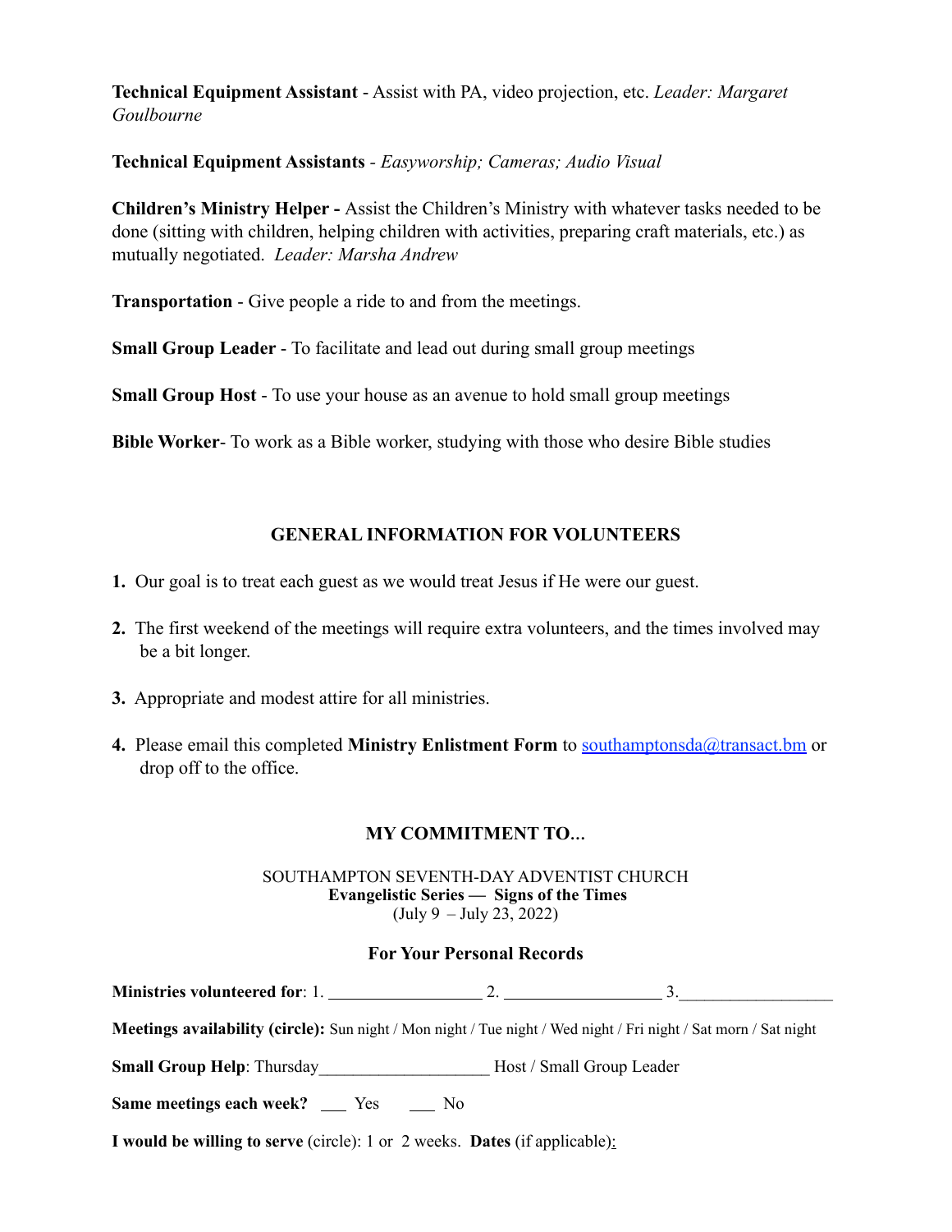**Technical Equipment Assistant** - Assist with PA, video projection, etc. *Leader: Margaret Goulbourne*

**Technical Equipment Assistants** - *Easyworship; Cameras; Audio Visual*

**Children's Ministry Helper -** Assist the Children's Ministry with whatever tasks needed to be done (sitting with children, helping children with activities, preparing craft materials, etc.) as mutually negotiated. *Leader: Marsha Andrew*

**Transportation** - Give people a ride to and from the meetings.

**Small Group Leader** - To facilitate and lead out during small group meetings

**Small Group Host** - To use your house as an avenue to hold small group meetings

**Bible Worker**- To work as a Bible worker, studying with those who desire Bible studies

## GENERAL INFORMATION FOR VOLUNTEERS

1. Our goal is to treat each guest as we would treat Jesus if He were our guest.
2. The first weekend of the meetings will require extra volunteers, and the times involved may be a bit longer.
3. Appropriate and modest attire for all ministries.
4. Please email this completed **Ministry Enlistment Form** to southamptonsda@transact.bm or drop off to the office.

## MY COMMITMENT TO…

SOUTHAMPTON SEVENTH-DAY ADVENTIST CHURCH
**Evangelistic Series — Signs of the Times**
(July 9 – July 23, 2022)

### For Your Personal Records

**Ministries volunteered for**: 1. __________________ 2. __________________ 3.__________________

**Meetings availability (circle):** Sun night / Mon night / Tue night / Wed night / Fri night / Sat morn / Sat night

**Small Group Help**: Thursday____________________ Host / Small Group Leader

**Same meetings each week?** ___ Yes ___ No

**I would be willing to serve** (circle): 1 or 2 weeks. **Dates** (if applicable):